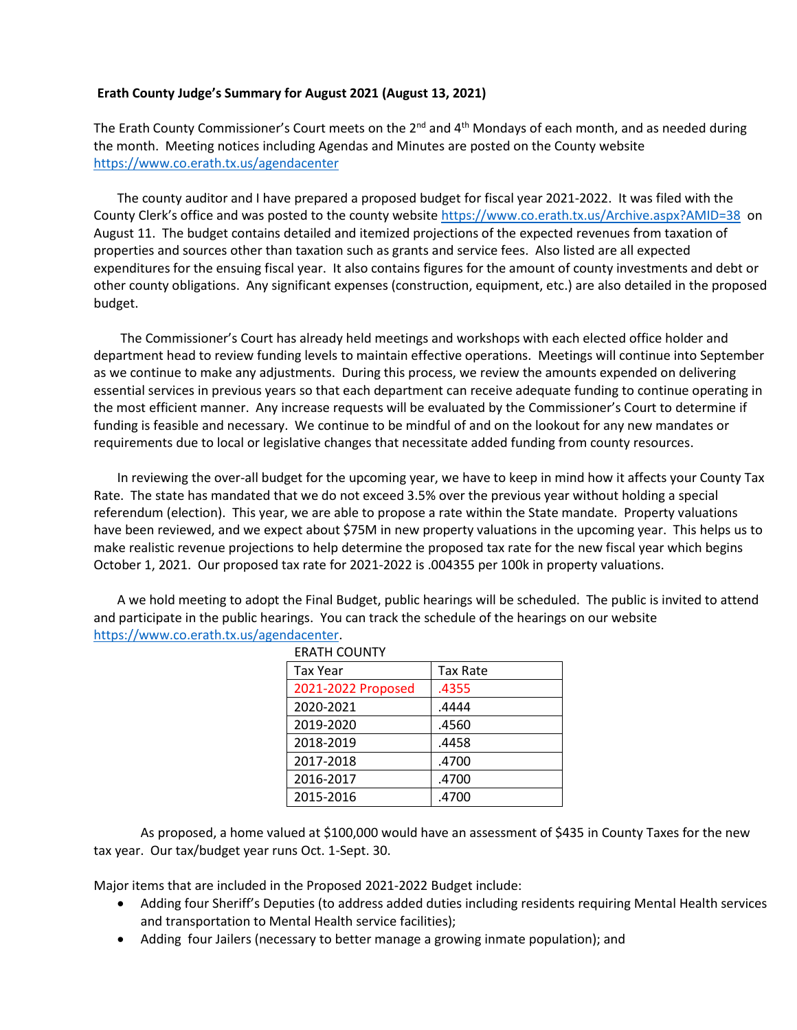**Erath County Judge's Summary for August 2021 (August 13, 2021)**

The Erath County Commissioner's Court meets on the 2nd and 4th Mondays of each month, and as needed during the month. Meeting notices including Agendas and Minutes are posted on the County website https://www.co.erath.tx.us/agendacenter

The county auditor and I have prepared a proposed budget for fiscal year 2021-2022. It was filed with the County Clerk's office and was posted to the county website https://www.co.erath.tx.us/Archive.aspx?AMID=38 on August 11. The budget contains detailed and itemized projections of the expected revenues from taxation of properties and sources other than taxation such as grants and service fees. Also listed are all expected expenditures for the ensuing fiscal year. It also contains figures for the amount of county investments and debt or other county obligations. Any significant expenses (construction, equipment, etc.) are also detailed in the proposed budget.

The Commissioner's Court has already held meetings and workshops with each elected office holder and department head to review funding levels to maintain effective operations. Meetings will continue into September as we continue to make any adjustments. During this process, we review the amounts expended on delivering essential services in previous years so that each department can receive adequate funding to continue operating in the most efficient manner. Any increase requests will be evaluated by the Commissioner's Court to determine if funding is feasible and necessary. We continue to be mindful of and on the lookout for any new mandates or requirements due to local or legislative changes that necessitate added funding from county resources.

In reviewing the over-all budget for the upcoming year, we have to keep in mind how it affects your County Tax Rate. The state has mandated that we do not exceed 3.5% over the previous year without holding a special referendum (election). This year, we are able to propose a rate within the State mandate. Property valuations have been reviewed, and we expect about $75M in new property valuations in the upcoming year. This helps us to make realistic revenue projections to help determine the proposed tax rate for the new fiscal year which begins October 1, 2021. Our proposed tax rate for 2021-2022 is .004355 per 100k in property valuations.

A we hold meeting to adopt the Final Budget, public hearings will be scheduled. The public is invited to attend and participate in the public hearings. You can track the schedule of the hearings on our website https://www.co.erath.tx.us/agendacenter.

ERATH COUNTY

| Tax Year | Tax Rate |
|---|---|
| 2021-2022 Proposed | .4355 |
| 2020-2021 | .4444 |
| 2019-2020 | .4560 |
| 2018-2019 | .4458 |
| 2017-2018 | .4700 |
| 2016-2017 | .4700 |
| 2015-2016 | .4700 |

As proposed, a home valued at $100,000 would have an assessment of $435 in County Taxes for the new tax year. Our tax/budget year runs Oct. 1-Sept. 30.

Major items that are included in the Proposed 2021-2022 Budget include:

- Adding four Sheriff's Deputies (to address added duties including residents requiring Mental Health services and transportation to Mental Health service facilities);
- Adding four Jailers (necessary to better manage a growing inmate population); and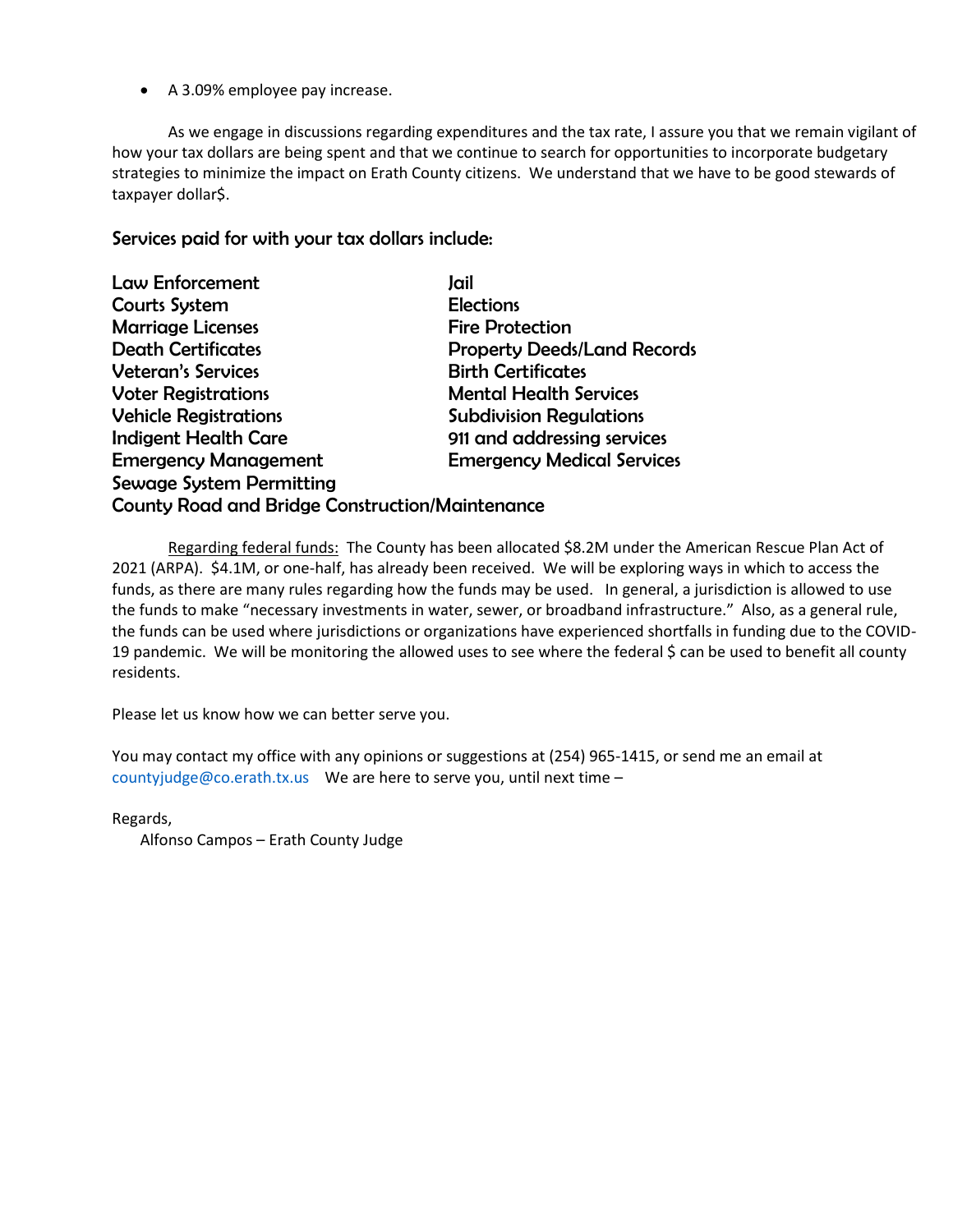- A 3.09% employee pay increase.

As we engage in discussions regarding expenditures and the tax rate, I assure you that we remain vigilant of how your tax dollars are being spent and that we continue to search for opportunities to incorporate budgetary strategies to minimize the impact on Erath County citizens. We understand that we have to be good stewards of taxpayer dollar$.

### Services paid for with your tax dollars include:

**Law Enforcement**
**Courts System**
**Marriage Licenses**
**Death Certificates**
**Veteran's Services**
**Voter Registrations**
**Vehicle Registrations**
**Indigent Health Care**
**Emergency Management**
**Sewage System Permitting**
**County Road and Bridge Construction/Maintenance**
**Jail**
**Elections**
**Fire Protection**
**Property Deeds/Land Records**
**Birth Certificates**
**Mental Health Services**
**Subdivision Regulations**
**911 and addressing services**
**Emergency Medical Services**

Regarding federal funds: The County has been allocated $8.2M under the American Rescue Plan Act of 2021 (ARPA). $4.1M, or one-half, has already been received. We will be exploring ways in which to access the funds, as there are many rules regarding how the funds may be used. In general, a jurisdiction is allowed to use the funds to make "necessary investments in water, sewer, or broadband infrastructure." Also, as a general rule, the funds can be used where jurisdictions or organizations have experienced shortfalls in funding due to the COVID-19 pandemic. We will be monitoring the allowed uses to see where the federal $ can be used to benefit all county residents.

Please let us know how we can better serve you.

You may contact my office with any opinions or suggestions at (254) 965-1415, or send me an email at countyjudge@co.erath.tx.us We are here to serve you, until next time –

Regards,
Alfonso Campos – Erath County Judge